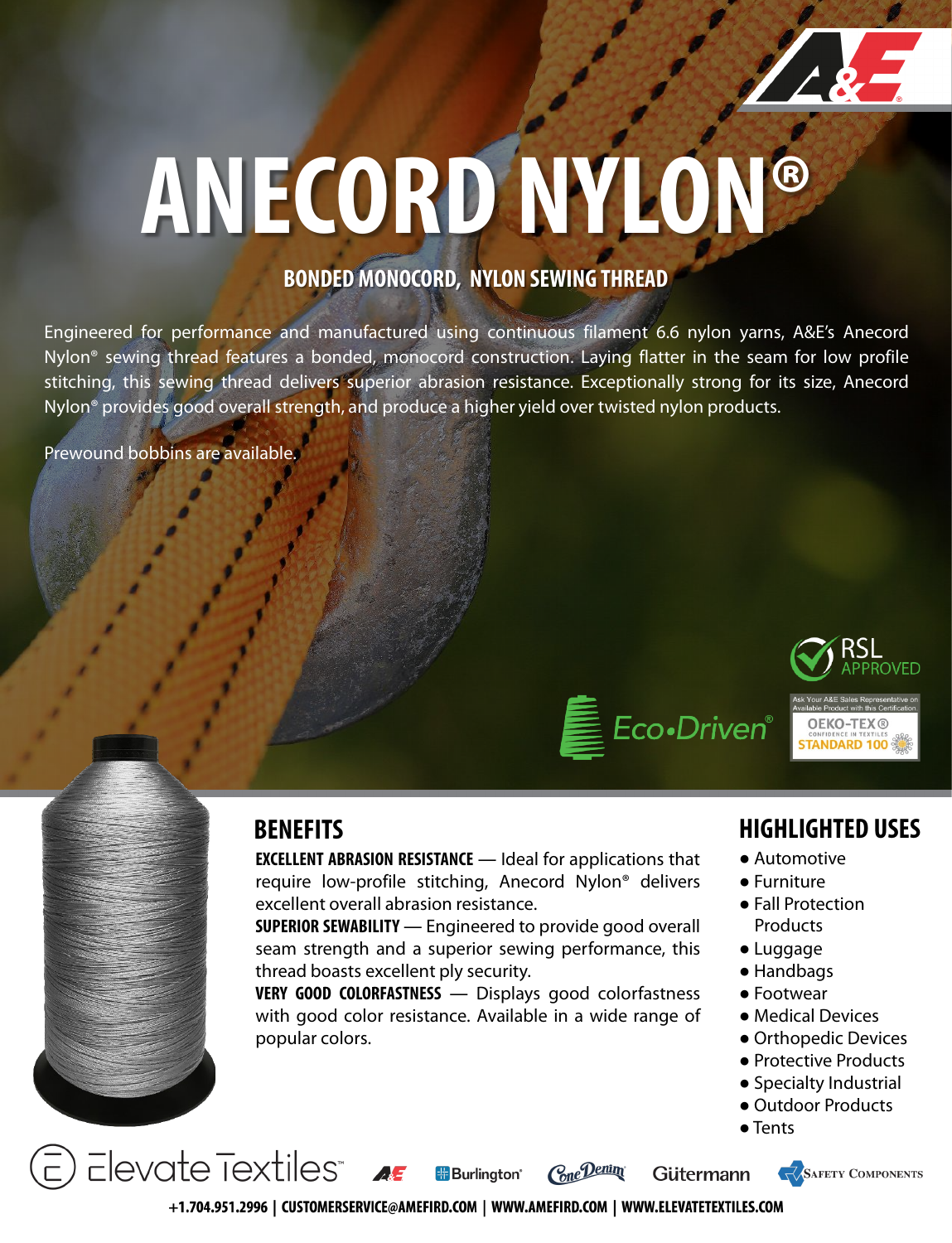# ANECORD NYLON®

## BONDED MONOCORD, NYLON SEWING THREAD

Engineered for performance and manufactured using continuous filament 6.6 nylon yarns, A&E's Anecord Nylon® sewing thread features a bonded, monocord construction. Laying flatter in the seam for low profile stitching, this sewing thread delivers superior abrasion resistance. Exceptionally strong for its size, Anecord Nylon® provides good overall strength, and produce a higher yield over twisted nylon products.

Prewound bobbins are available.

RSL APPROVED

Eco•Driven®

Ask Your A&E Sales Representative on Available Product with this Certification. OEKO-TEX® CONFIDENCE IN TEXTILES STANDARD 100

## BENEFITS

**EXCELLENT ABRASION RESISTANCE** — Ideal for applications that require low-profile stitching, Anecord Nylon® delivers excellent overall abrasion resistance.

**SUPERIOR SEWABILITY** — Engineered to provide good overall seam strength and a superior sewing performance, this thread boasts excellent ply security.

**VERY GOOD COLORFASTNESS** — Displays good colorfastness with good color resistance. Available in a wide range of popular colors.

## HIGHLIGHTED USES

- Automotive
- Furniture
- Fall Protection Products
- Luggage
- Handbags
- Footwear
- Medical Devices
- Orthopedic Devices
- Protective Products
- Specialty Industrial
- Outdoor Products
- Tents

Elevate Textiles™ | A&E | Burlington® | Cone Denim | Gütermann | Safety Components

+1.704.951.2996 | CUSTOMERSERVICE@AMEFIRD.COM | WWW.AMEFIRD.COM | WWW.ELEVATETEXTILES.COM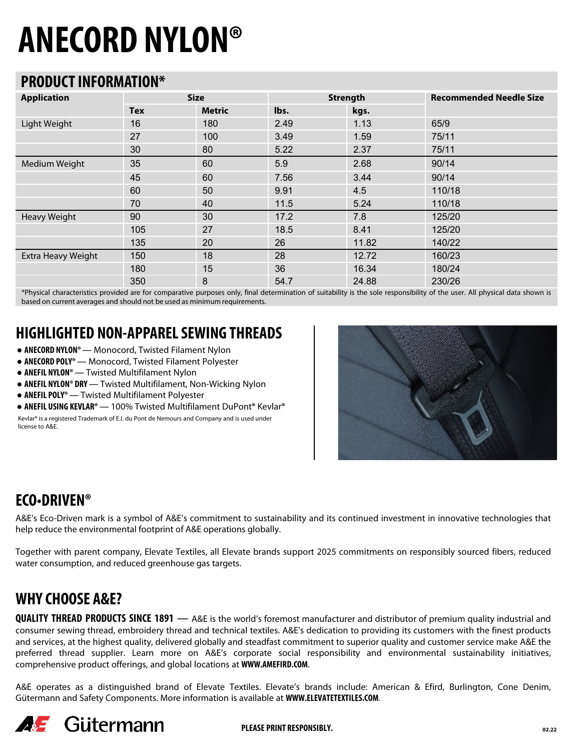# ANECORD NYLON®

## PRODUCT INFORMATION*

| Application | Size | | Strength | | Recommended Needle Size |
|---|---|---|---|---|---|
| | Tex | Metric | lbs. | kgs. | |
| Light Weight | 16 | 180 | 2.49 | 1.13 | 65/9 |
| | 27 | 100 | 3.49 | 1.59 | 75/11 |
| | 30 | 80 | 5.22 | 2.37 | 75/11 |
| Medium Weight | 35 | 60 | 5.9 | 2.68 | 90/14 |
| | 45 | 60 | 7.56 | 3.44 | 90/14 |
| | 60 | 50 | 9.91 | 4.5 | 110/18 |
| | 70 | 40 | 11.5 | 5.24 | 110/18 |
| Heavy Weight | 90 | 30 | 17.2 | 7.8 | 125/20 |
| | 105 | 27 | 18.5 | 8.41 | 125/20 |
| | 135 | 20 | 26 | 11.82 | 140/22 |
| Extra Heavy Weight | 150 | 18 | 28 | 12.72 | 160/23 |
| | 180 | 15 | 36 | 16.34 | 180/24 |
| | 350 | 8 | 54.7 | 24.88 | 230/26 |

*Physical characteristics provided are for comparative purposes only, final determination of suitability is the sole responsibility of the user. All physical data shown is based on current averages and should not be used as minimum requirements.

## HIGHLIGHTED NON-APPAREL SEWING THREADS

- **ANECORD NYLON®** — Monocord, Twisted Filament Nylon
- **ANECORD POLY®** — Monocord, Twisted Filament Polyester
- **ANEFIL NYLON®** — Twisted Multifilament Nylon
- **ANEFIL NYLON® DRY** — Twisted Multifilament, Non-Wicking Nylon
- **ANEFIL POLY®** — Twisted Multifilament Polyester
- **ANEFIL USING KEVLAR®** — 100% Twisted Multifilament DuPont® Kevlar®

Kevlar® is a registered Trademark of E.I. du Pont de Nemours and Company and is used under license to A&E.

## ECO•DRIVEN®

A&E's Eco-Driven mark is a symbol of A&E's commitment to sustainability and its continued investment in innovative technologies that help reduce the environmental footprint of A&E operations globally.

Together with parent company, Elevate Textiles, all Elevate brands support 2025 commitments on responsibly sourced fibers, reduced water consumption, and reduced greenhouse gas targets.

## WHY CHOOSE A&E?

**QUALITY THREAD PRODUCTS SINCE 1891** — A&E is the world's foremost manufacturer and distributor of premium quality industrial and consumer sewing thread, embroidery thread and technical textiles. A&E's dedication to providing its customers with the finest products and services, at the highest quality, delivered globally and steadfast commitment to superior quality and customer service make A&E the preferred thread supplier. Learn more on A&E's corporate social responsibility and environmental sustainability initiatives, comprehensive product offerings, and global locations at **WWW.AMEFIRD.COM**.

A&E operates as a distinguished brand of Elevate Textiles. Elevate's brands include: American & Efird, Burlington, Cone Denim, Gütermann and Safety Components. More information is available at **WWW.ELEVATETEXTILES.COM**.

A&E Gütermann

**PLEASE PRINT RESPONSIBLY.**

02.22